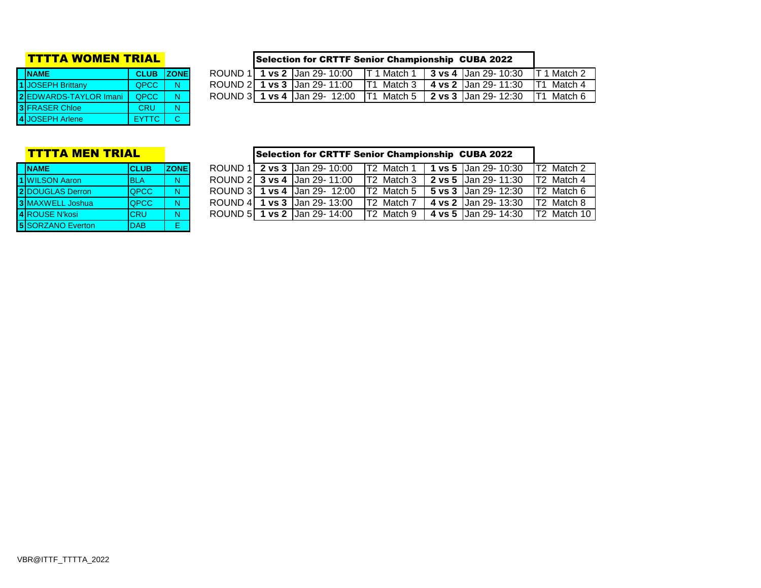## TTTTA WOMEN TRIAL

| | NAME | CLUB | ZONE |
|---|---|---|---|
| 1 | JOSEPH Brittany | QPCC | N |
| 2 | EDWARDS-TAYLOR Imani | QPCC | N |
| 3 | FRASER Chloe | CRU | N |
| 4 | JOSEPH Arlene | EYTTC | C |

**Selection for CRTTF Senior Championship CUBA 2022**

| | | | | | | |
|---|---|---|---|---|---|---|
| ROUND 1 | **1 vs 2** | Jan 29- 10:00 | T 1 Match 1 | **3 vs 4** | Jan 29- 10:30 | T 1 Match 2 |
| ROUND 2 | **1 vs 3** | Jan 29- 11:00 | T1 Match 3 | **4 vs 2** | Jan 29- 11:30 | T1 Match 4 |
| ROUND 3 | **1 vs 4** | Jan 29- 12:00 | T1 Match 5 | **2 vs 3** | Jan 29- 12:30 | T1 Match 6 |

## TTTTA MEN TRIAL

| | NAME | CLUB | ZONE |
|---|---|---|---|
| 1 | WILSON Aaron | BLA | N |
| 2 | DOUGLAS Derron | QPCC | N |
| 3 | MAXWELL Joshua | QPCC | N |
| 4 | ROUSE N'kosi | CRU | N |
| 5 | SORZANO Everton | DAB | E |

**Selection for CRTTF Senior Championship CUBA 2022**

| | | | | | | |
|---|---|---|---|---|---|---|
| ROUND 1 | **2 vs 3** | Jan 29- 10:00 | T2 Match 1 | **1 vs 5** | Jan 29- 10:30 | T2 Match 2 |
| ROUND 2 | **3 vs 4** | Jan 29- 11:00 | T2 Match 3 | **2 vs 5** | Jan 29- 11:30 | T2 Match 4 |
| ROUND 3 | **1 vs 4** | Jan 29- 12:00 | T2 Match 5 | **5 vs 3** | Jan 29- 12:30 | T2 Match 6 |
| ROUND 4 | **1 vs 3** | Jan 29- 13:00 | T2 Match 7 | **4 vs 2** | Jan 29- 13:30 | T2 Match 8 |
| ROUND 5 | **1 vs 2** | Jan 29- 14:00 | T2 Match 9 | **4 vs 5** | Jan 29- 14:30 | T2 Match 10 |

VBR@ITTF_TTTTA_2022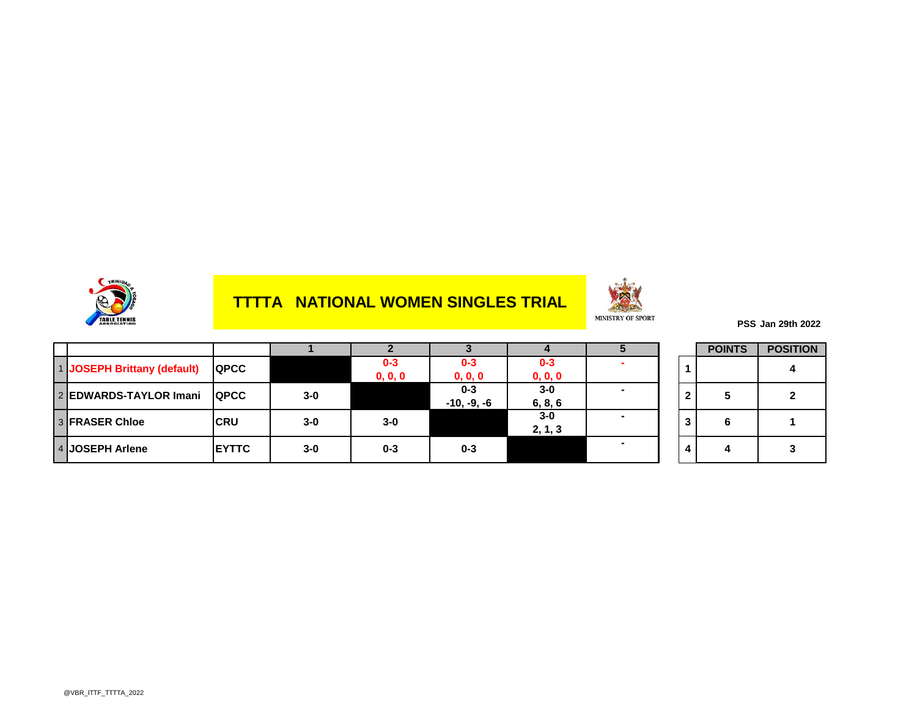# TTTTA NATIONAL WOMEN SINGLES TRIAL

MINISTRY OF SPORT

**PSS Jan 29th 2022**

| | | | 1 | 2 | 3 | 4 | 5 |
|---|---|---|---|---|---|---|---|
| 1 | JOSEPH Brittany (default) | QPCC | | 0-3<br>0, 0, 0 | 0-3<br>0, 0, 0 | 0-3<br>0, 0, 0 | - |
| 2 | EDWARDS-TAYLOR Imani | QPCC | 3-0 | | 0-3<br>-10, -9, -6 | 3-0<br>6, 8, 6 | - |
| 3 | FRASER Chloe | CRU | 3-0 | 3-0 | | 3-0<br>2, 1, 3 | - |
| 4 | JOSEPH Arlene | EYTTC | 3-0 | 0-3 | 0-3 | | - |

| | POINTS | POSITION |
|---|---|---|
| 1 | | 4 |
| 2 | 5 | 2 |
| 3 | 6 | 1 |
| 4 | 4 | 3 |

@VBR_ITTF_TTTTA_2022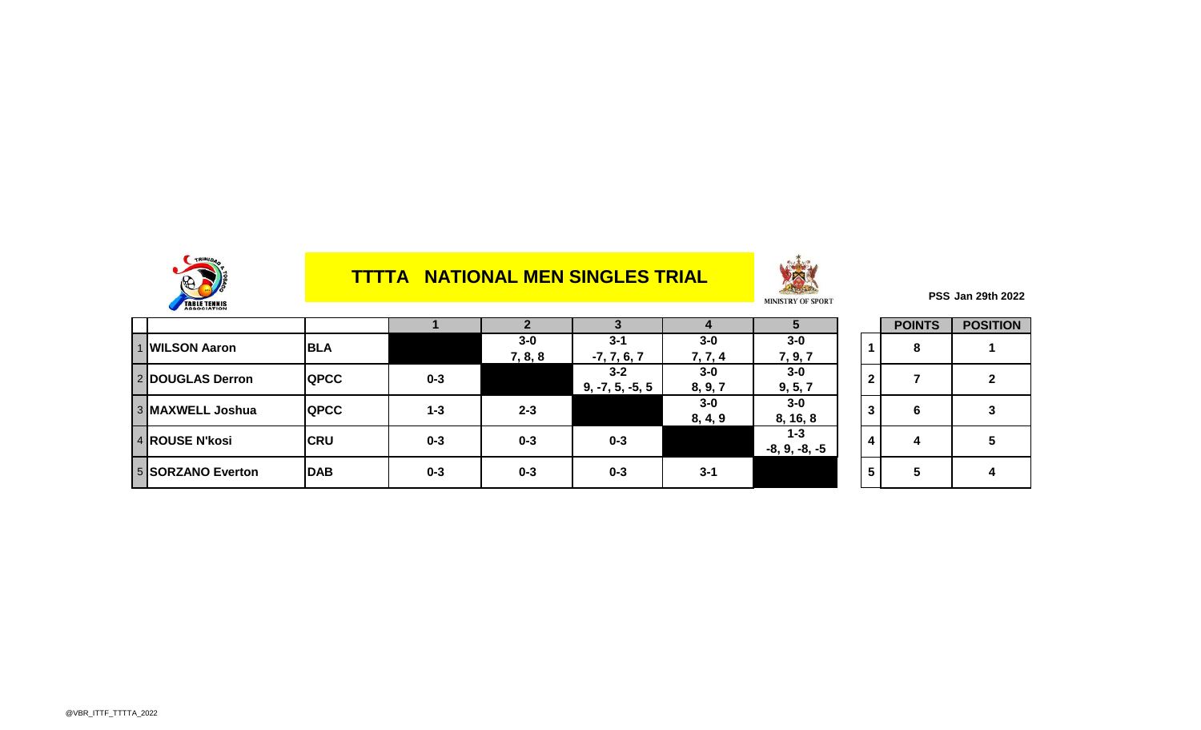# TTTTA NATIONAL MEN SINGLES TRIAL

MINISTRY OF SPORT

**PSS Jan 29th 2022**

| | | | 1 | 2 | 3 | 4 | 5 | | POINTS | POSITION |
|---|---|---|---|---|---|---|---|---|---|---|
| 1 | **WILSON Aaron** | **BLA** | | 3-0<br>7, 8, 8 | 3-1<br>-7, 7, 6, 7 | 3-0<br>7, 7, 4 | 3-0<br>7, 9, 7 | 1 | 8 | 1 |
| 2 | **DOUGLAS Derron** | **QPCC** | 0-3 | | 3-2<br>9, -7, 5, -5, 5 | 3-0<br>8, 9, 7 | 3-0<br>9, 5, 7 | 2 | 7 | 2 |
| 3 | **MAXWELL Joshua** | **QPCC** | 1-3 | 2-3 | | 3-0<br>8, 4, 9 | 3-0<br>8, 16, 8 | 3 | 6 | 3 |
| 4 | **ROUSE N'kosi** | **CRU** | 0-3 | 0-3 | 0-3 | | 1-3<br>-8, 9, -8, -5 | 4 | 4 | 5 |
| 5 | **SORZANO Everton** | **DAB** | 0-3 | 0-3 | 0-3 | 3-1 | | 5 | 5 | 4 |

@VBR_ITTF_TTTTA_2022